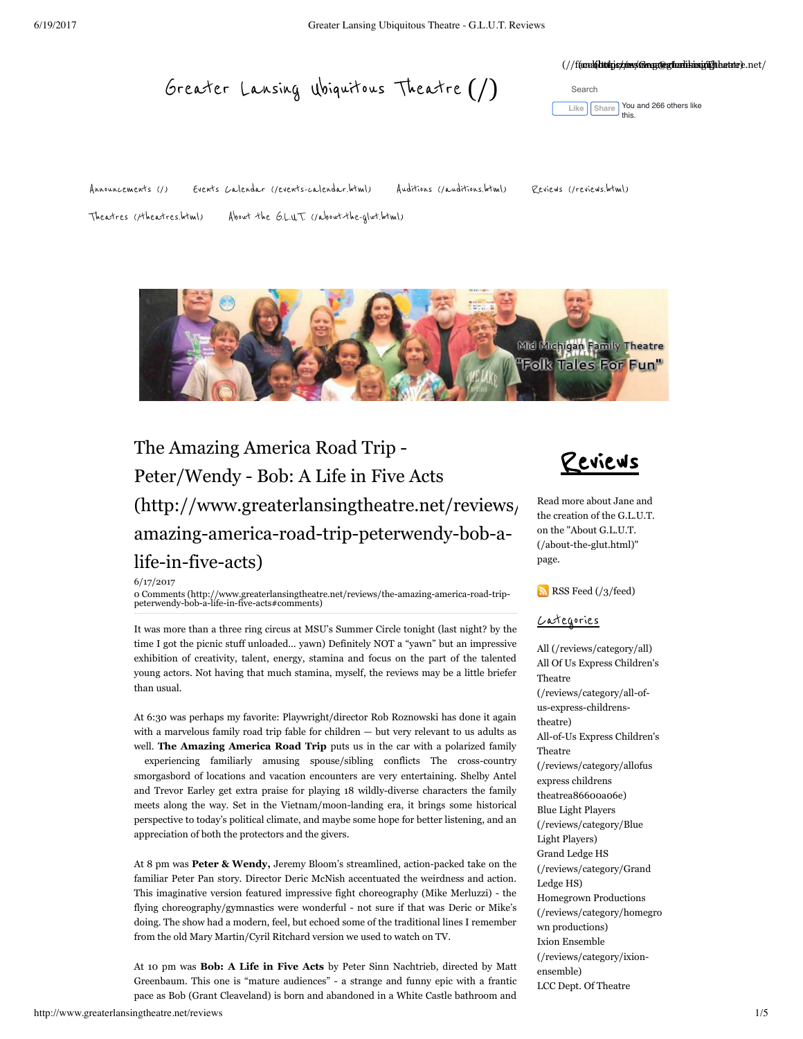# Greater Lansing Ubiquitous Theatre (/)

Search

Like Share You and 266 others like this.

Announcements (/) Events Calendar (/events-calendar.html) Auditions (/auditions.html) Reviews (/reviews.html)

Theatres (/theatres.html) About the G.L.U.T. (/about-the-glut.html)

## The Amazing America Road Trip - Peter/Wendy - Bob: A Life in Five Acts (http://www.greaterlansingtheatre.net/reviews/the-amazing-america-road-trip-peterwendy-bob-a-life-in-five-acts)

6/17/2017

0 Comments (http://www.greaterlansingtheatre.net/reviews/the-amazing-america-road-trip-peterwendy-bob-a-life-in-five-acts#comments)

It was more than a three ring circus at MSU's Summer Circle tonight (last night? by the time I got the picnic stuff unloaded... yawn) Definitely NOT a "yawn" but an impressive exhibition of creativity, talent, energy, stamina and focus on the part of the talented young actors. Not having that much stamina, myself, the reviews may be a little briefer than usual.

At 6:30 was perhaps my favorite: Playwright/director Rob Roznowski has done it again with a marvelous family road trip fable for children — but very relevant to us adults as well. **The Amazing America Road Trip** puts us in the car with a polarized family experiencing familiarly amusing spouse/sibling conflicts The cross-country smorgasbord of locations and vacation encounters are very entertaining. Shelby Antel and Trevor Earley get extra praise for playing 18 wildly-diverse characters the family meets along the way. Set in the Vietnam/moon-landing era, it brings some historical perspective to today's political climate, and maybe some hope for better listening, and an appreciation of both the protectors and the givers.

At 8 pm was **Peter & Wendy,** Jeremy Bloom's streamlined, action-packed take on the familiar Peter Pan story. Director Deric McNish accentuated the weirdness and action. This imaginative version featured impressive fight choreography (Mike Merluzzi) - the flying choreography/gymnastics were wonderful - not sure if that was Deric or Mike's doing. The show had a modern, feel, but echoed some of the traditional lines I remember from the old Mary Martin/Cyril Ritchard version we used to watch on TV.

At 10 pm was **Bob: A Life in Five Acts** by Peter Sinn Nachtrieb, directed by Matt Greenbaum. This one is "mature audiences" - a strange and funny epic with a frantic pace as Bob (Grant Cleaveland) is born and abandoned in a White Castle bathroom and

## Reviews

Read more about Jane and the creation of the G.L.U.T. on the "About G.L.U.T. (/about-the-glut.html)" page.

RSS Feed (/3/feed)

### Categories

All (/reviews/category/all)
All Of Us Express Children's Theatre (/reviews/category/all-of-us-express-childrens-theatre)
All-of-Us Express Children's Theatre (/reviews/category/allofus express childrens theatrea86600a06e)
Blue Light Players (/reviews/category/Blue Light Players)
Grand Ledge HS (/reviews/category/Grand Ledge HS)
Homegrown Productions (/reviews/category/homegrown productions)
Ixion Ensemble (/reviews/category/ixion-ensemble)
LCC Dept. Of Theatre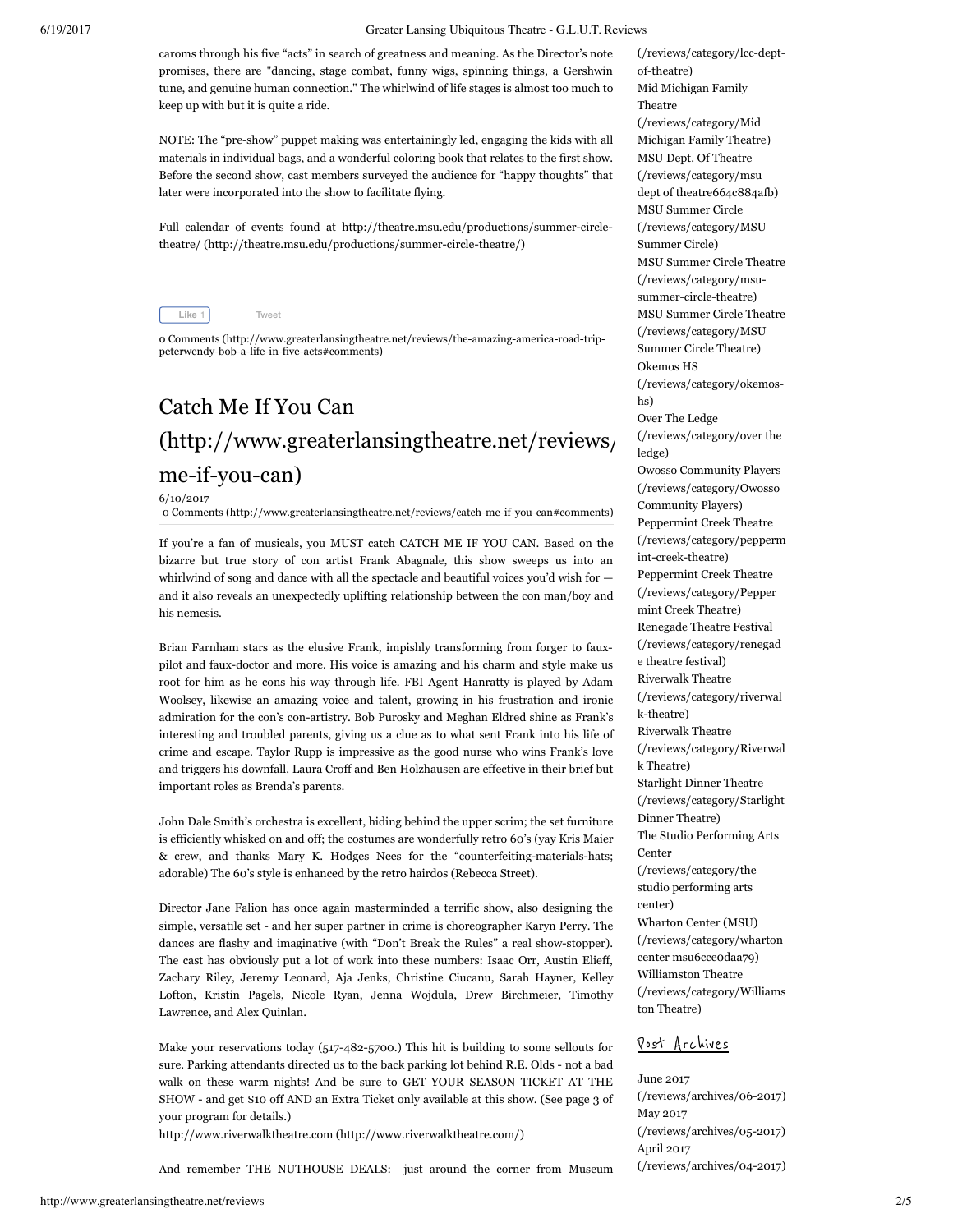caroms through his five "acts" in search of greatness and meaning. As the Director's note promises, there are "dancing, stage combat, funny wigs, spinning things, a Gershwin tune, and genuine human connection." The whirlwind of life stages is almost too much to keep up with but it is quite a ride.

NOTE: The "pre-show" puppet making was entertainingly led, engaging the kids with all materials in individual bags, and a wonderful coloring book that relates to the first show. Before the second show, cast members surveyed the audience for "happy thoughts" that later were incorporated into the show to facilitate flying.

Full calendar of events found at http://theatre.msu.edu/productions/summer-circle-theatre/ (http://theatre.msu.edu/productions/summer-circle-theatre/)

Like 1 Tweet

0 Comments (http://www.greaterlansingtheatre.net/reviews/the-amazing-america-road-trip-peterwendy-bob-a-life-in-five-acts#comments)

# Catch Me If You Can (http://www.greaterlansingtheatre.net/reviews/catch-me-if-you-can)

6/10/2017

0 Comments (http://www.greaterlansingtheatre.net/reviews/catch-me-if-you-can#comments)

If you're a fan of musicals, you MUST catch CATCH ME IF YOU CAN. Based on the bizarre but true story of con artist Frank Abagnale, this show sweeps us into an whirlwind of song and dance with all the spectacle and beautiful voices you'd wish for — and it also reveals an unexpectedly uplifting relationship between the con man/boy and his nemesis.

Brian Farnham stars as the elusive Frank, impishly transforming from forger to faux-pilot and faux-doctor and more. His voice is amazing and his charm and style make us root for him as he cons his way through life. FBI Agent Hanratty is played by Adam Woolsey, likewise an amazing voice and talent, growing in his frustration and ironic admiration for the con's con-artistry. Bob Purosky and Meghan Eldred shine as Frank's interesting and troubled parents, giving us a clue as to what sent Frank into his life of crime and escape. Taylor Rupp is impressive as the good nurse who wins Frank's love and triggers his downfall. Laura Croff and Ben Holzhausen are effective in their brief but important roles as Brenda's parents.

John Dale Smith's orchestra is excellent, hiding behind the upper scrim; the set furniture is efficiently whisked on and off; the costumes are wonderfully retro 60's (yay Kris Maier & crew, and thanks Mary K. Hodges Nees for the "counterfeiting-materials-hats; adorable) The 60's style is enhanced by the retro hairdos (Rebecca Street).

Director Jane Falion has once again masterminded a terrific show, also designing the simple, versatile set - and her super partner in crime is choreographer Karyn Perry. The dances are flashy and imaginative (with "Don't Break the Rules" a real show-stopper). The cast has obviously put a lot of work into these numbers: Isaac Orr, Austin Elieff, Zachary Riley, Jeremy Leonard, Aja Jenks, Christine Ciucanu, Sarah Hayner, Kelley Lofton, Kristin Pagels, Nicole Ryan, Jenna Wojdula, Drew Birchmeier, Timothy Lawrence, and Alex Quinlan.

Make your reservations today (517-482-5700.) This hit is building to some sellouts for sure. Parking attendants directed us to the back parking lot behind R.E. Olds - not a bad walk on these warm nights! And be sure to GET YOUR SEASON TICKET AT THE SHOW - and get $10 off AND an Extra Ticket only available at this show. (See page 3 of your program for details.)

http://www.riverwalktheatre.com (http://www.riverwalktheatre.com/)

And remember THE NUTHOUSE DEALS: just around the corner from Museum

(/reviews/category/lcc-dept-of-theatre)
Mid Michigan Family Theatre (/reviews/category/Mid Michigan Family Theatre)
MSU Dept. Of Theatre (/reviews/category/msu dept of theatre664c884afb)
MSU Summer Circle (/reviews/category/MSU Summer Circle)
MSU Summer Circle Theatre (/reviews/category/msu-summer-circle-theatre)
MSU Summer Circle Theatre (/reviews/category/MSU Summer Circle Theatre)
Okemos HS (/reviews/category/okemos-hs)
Over The Ledge (/reviews/category/over the ledge)
Owosso Community Players (/reviews/category/Owosso Community Players)
Peppermint Creek Theatre (/reviews/category/peppermint-creek-theatre)
Peppermint Creek Theatre (/reviews/category/Peppermint Creek Theatre)
Renegade Theatre Festival (/reviews/category/renegade theatre festival)
Riverwalk Theatre (/reviews/category/riverwalk-theatre)
Riverwalk Theatre (/reviews/category/Riverwalk Theatre)
Starlight Dinner Theatre (/reviews/category/Starlight Dinner Theatre)
The Studio Performing Arts Center (/reviews/category/the studio performing arts center)
Wharton Center (MSU) (/reviews/category/wharton center msu6cce0daa79)
Williamston Theatre (/reviews/category/Williamston Theatre)

## Post Archives

June 2017 (/reviews/archives/06-2017)
May 2017 (/reviews/archives/05-2017)
April 2017 (/reviews/archives/04-2017)